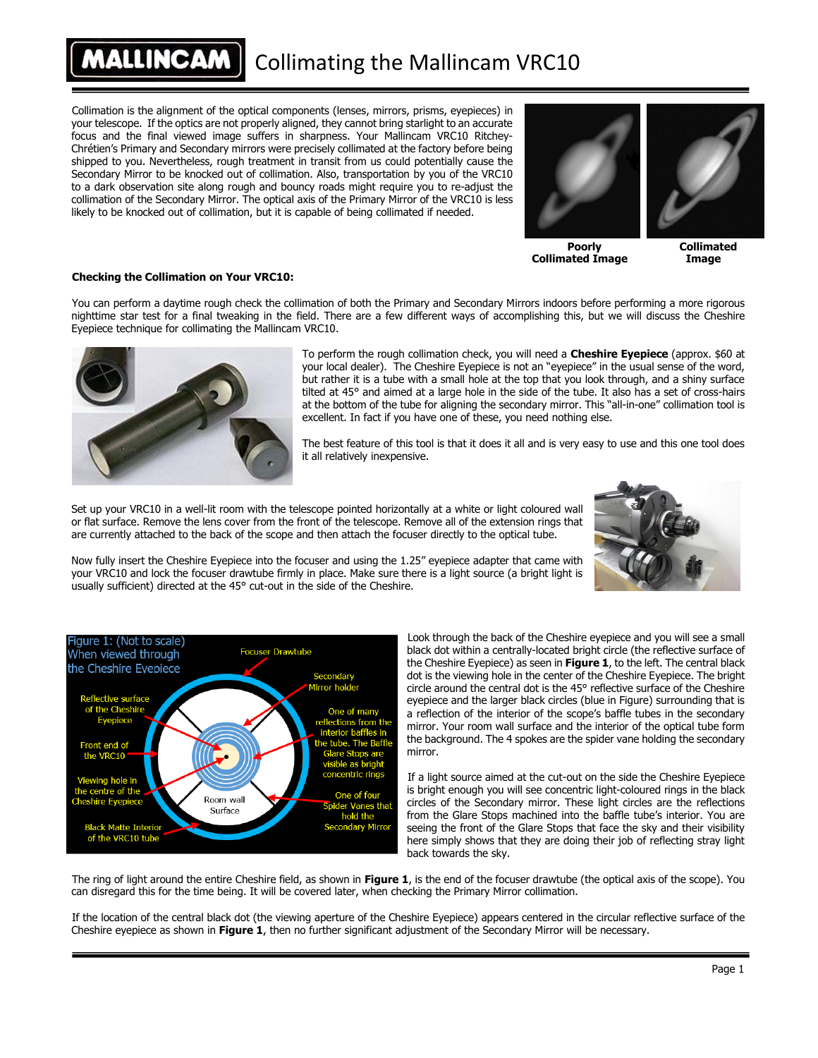# Collimating the Mallincam VRC10

Collimation is the alignment of the optical components (lenses, mirrors, prisms, eyepieces) in your telescope. If the optics are not properly aligned, they cannot bring starlight to an accurate focus and the final viewed image suffers in sharpness. Your Mallincam VRC10 Ritchey-Chrétien's Primary and Secondary mirrors were precisely collimated at the factory before being shipped to you. Nevertheless, rough treatment in transit from us could potentially cause the Secondary Mirror to be knocked out of collimation. Also, transportation by you of the VRC10 to a dark observation site along rough and bouncy roads might require you to re-adjust the collimation of the Secondary Mirror. The optical axis of the Primary Mirror of the VRC10 is less likely to be knocked out of collimation, but it is capable of being collimated if needed.

**Poorly Collimated Image** | **Collimated Image**

**Checking the Collimation on Your VRC10:**

You can perform a daytime rough check the collimation of both the Primary and Secondary Mirrors indoors before performing a more rigorous nighttime star test for a final tweaking in the field. There are a few different ways of accomplishing this, but we will discuss the Cheshire Eyepiece technique for collimating the Mallincam VRC10.

To perform the rough collimation check, you will need a **Cheshire Eyepiece** (approx. $60 at your local dealer). The Cheshire Eyepiece is not an "eyepiece" in the usual sense of the word, but rather it is a tube with a small hole at the top that you look through, and a shiny surface tilted at 45° and aimed at a large hole in the side of the tube. It also has a set of cross-hairs at the bottom of the tube for aligning the secondary mirror. This "all-in-one" collimation tool is excellent. In fact if you have one of these, you need nothing else.

The best feature of this tool is that it does it all and is very easy to use and this one tool does it all relatively inexpensive.

Set up your VRC10 in a well-lit room with the telescope pointed horizontally at a white or light coloured wall or flat surface. Remove the lens cover from the front of the telescope. Remove all of the extension rings that are currently attached to the back of the scope and then attach the focuser directly to the optical tube.

Now fully insert the Cheshire Eyepiece into the focuser and using the 1.25" eyepiece adapter that came with your VRC10 and lock the focuser drawtube firmly in place. Make sure there is a light source (a bright light is usually sufficient) directed at the 45° cut-out in the side of the Cheshire.

Figure 1: (Not to scale) When viewed through the Cheshire Eyepiece

Labels: Focuser Drawtube; Secondary Mirror holder; Reflective surface of the Cheshire Eyepiece; Front end of the VRC10; One of many reflections from the interior baffles in the tube. The Baffle Glare Stops are visible as bright concentric rings; Viewing hole in the centre of the Cheshire Eyepiece; Room wall Surface; One of four Spider Vanes that hold the Secondary Mirror; Black Matte Interior of the VRC10 tube

Look through the back of the Cheshire eyepiece and you will see a small black dot within a centrally-located bright circle (the reflective surface of the Cheshire Eyepiece) as seen in **Figure 1**, to the left. The central black dot is the viewing hole in the center of the Cheshire Eyepiece. The bright circle around the central dot is the 45° reflective surface of the Cheshire eyepiece and the larger black circles (blue in Figure) surrounding that is a reflection of the interior of the scope's baffle tubes in the secondary mirror. Your room wall surface and the interior of the optical tube form the background. The 4 spokes are the spider vane holding the secondary mirror.

If a light source aimed at the cut-out on the side the Cheshire Eyepiece is bright enough you will see concentric light-coloured rings in the black circles of the Secondary mirror. These light circles are the reflections from the Glare Stops machined into the baffle tube's interior. You are seeing the front of the Glare Stops that face the sky and their visibility here simply shows that they are doing their job of reflecting stray light back towards the sky.

The ring of light around the entire Cheshire field, as shown in **Figure 1**, is the end of the focuser drawtube (the optical axis of the scope). You can disregard this for the time being. It will be covered later, when checking the Primary Mirror collimation.

If the location of the central black dot (the viewing aperture of the Cheshire Eyepiece) appears centered in the circular reflective surface of the Cheshire eyepiece as shown in **Figure 1**, then no further significant adjustment of the Secondary Mirror will be necessary.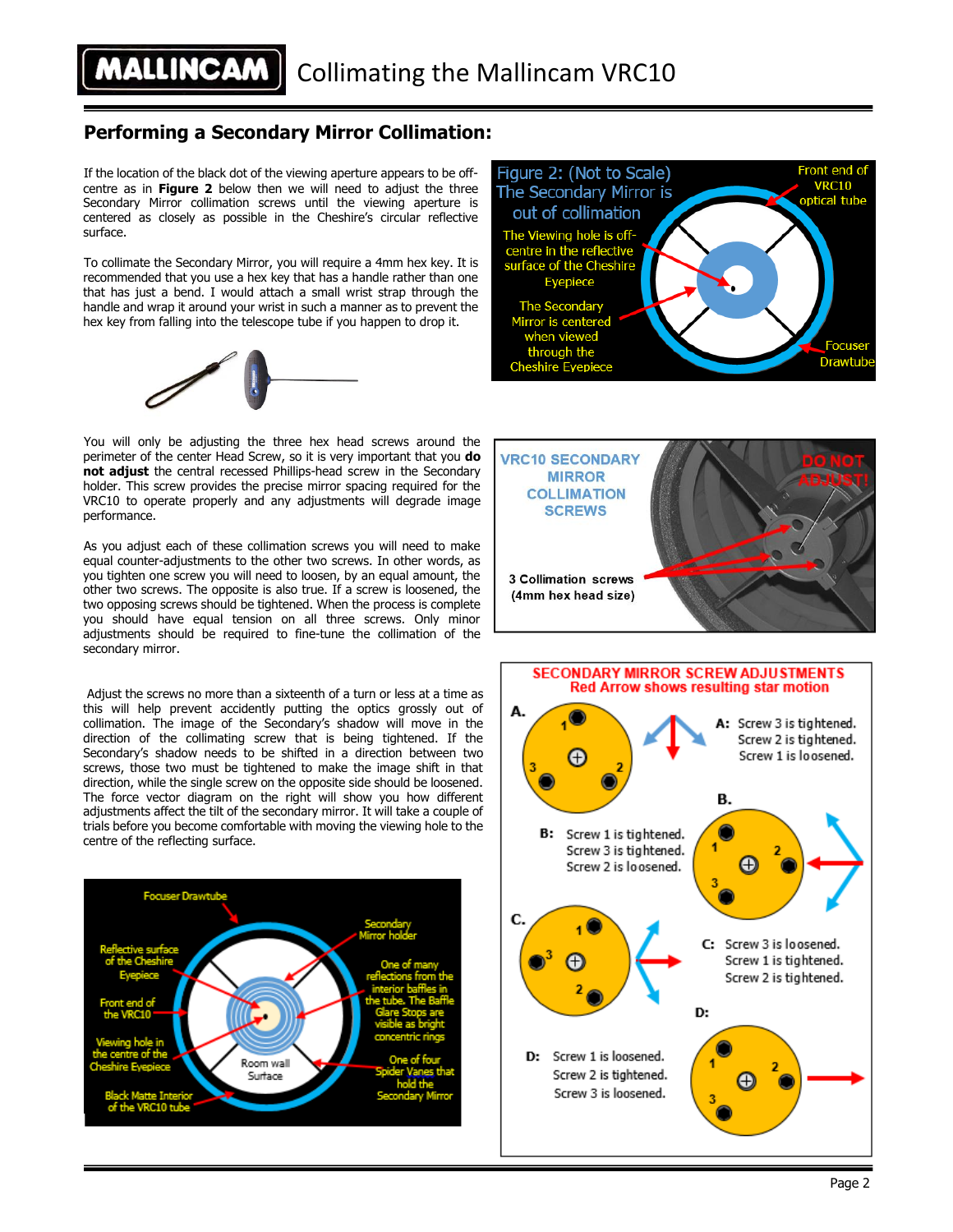## Performing a Secondary Mirror Collimation:

If the location of the black dot of the viewing aperture appears to be off-centre as in **Figure 2** below then we will need to adjust the three Secondary Mirror collimation screws until the viewing aperture is centered as closely as possible in the Cheshire's circular reflective surface.

To collimate the Secondary Mirror, you will require a 4mm hex key. It is recommended that you use a hex key that has a handle rather than one that has just a bend. I would attach a small wrist strap through the handle and wrap it around your wrist in such a manner as to prevent the hex key from falling into the telescope tube if you happen to drop it.

Figure 2: (Not to Scale) The Secondary Mirror is out of collimation

The Viewing hole is off-centre in the reflective surface of the Cheshire Eyepiece

The Secondary Mirror is centered when viewed through the Cheshire Eyepiece

Front end of VRC10 optical tube

Focuser Drawtube

You will only be adjusting the three hex head screws around the perimeter of the center Head Screw, so it is very important that you **do not adjust** the central recessed Phillips-head screw in the Secondary holder. This screw provides the precise mirror spacing required for the VRC10 to operate properly and any adjustments will degrade image performance.

VRC10 SECONDARY MIRROR COLLIMATION SCREWS

3 Collimation screws (4mm hex head size)

DO NOT ADJUST!

As you adjust each of these collimation screws you will need to make equal counter-adjustments to the other two screws. In other words, as you tighten one screw you will need to loosen, by an equal amount, the other two screws. The opposite is also true. If a screw is loosened, the two opposing screws should be tightened. When the process is complete you should have equal tension on all three screws. Only minor adjustments should be required to fine-tune the collimation of the secondary mirror.

Adjust the screws no more than a sixteenth of a turn or less at a time as this will help prevent accidently putting the optics grossly out of collimation. The image of the Secondary's shadow will move in the direction of the collimating screw that is being tightened. If the Secondary's shadow needs to be shifted in a direction between two screws, those two must be tightened to make the image shift in that direction, while the single screw on the opposite side should be loosened. The force vector diagram on the right will show you how different adjustments affect the tilt of the secondary mirror. It will take a couple of trials before you become comfortable with moving the viewing hole to the centre of the reflecting surface.

SECONDARY MIRROR SCREW ADJUSTMENTS
Red Arrow shows resulting star motion

**A:** Screw 3 is tightened. Screw 2 is tightened. Screw 1 is loosened.

**B:** Screw 1 is tightened. Screw 3 is tightened. Screw 2 is loosened.

**C:** Screw 3 is loosened. Screw 1 is tightened. Screw 2 is tightened.

**D:** Screw 1 is loosened. Screw 2 is tightened. Screw 3 is loosened.

Focuser Drawtube

Reflective surface of the Cheshire Eyepiece

Front end of the VRC10

Viewing hole in the centre of the Cheshire Eyepiece

Black Matte Interior of the VRC10 tube

Room wall Surface

Secondary Mirror holder

One of many reflections from the interior baffles in the tube. The Baffle Glare Stops are visible as bright concentric rings

One of four Spider Vanes that hold the Secondary Mirror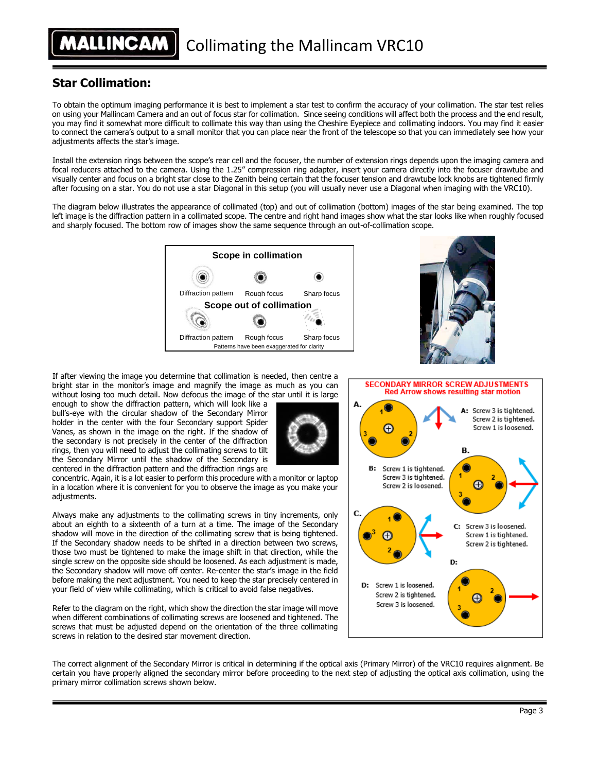## Star Collimation:

To obtain the optimum imaging performance it is best to implement a star test to confirm the accuracy of your collimation. The star test relies on using your Mallincam Camera and an out of focus star for collimation. Since seeing conditions will affect both the process and the end result, you may find it somewhat more difficult to collimate this way than using the Cheshire Eyepiece and collimating indoors. You may find it easier to connect the camera's output to a small monitor that you can place near the front of the telescope so that you can immediately see how your adjustments affects the star's image.

Install the extension rings between the scope's rear cell and the focuser, the number of extension rings depends upon the imaging camera and focal reducers attached to the camera. Using the 1.25" compression ring adapter, insert your camera directly into the focuser drawtube and visually center and focus on a bright star close to the Zenith being certain that the focuser tension and drawtube lock knobs are tightened firmly after focusing on a star. You do not use a star Diagonal in this setup (you will usually never use a Diagonal when imaging with the VRC10).

The diagram below illustrates the appearance of collimated (top) and out of collimation (bottom) images of the star being examined. The top left image is the diffraction pattern in a collimated scope. The centre and right hand images show what the star looks like when roughly focused and sharply focused. The bottom row of images show the same sequence through an out-of-collimation scope.

**Scope in collimation**

Diffraction pattern — Rough focus — Sharp focus

**Scope out of collimation**

Diffraction pattern — Rough focus — Sharp focus

Patterns have been exaggerated for clarity

If after viewing the image you determine that collimation is needed, then centre a bright star in the monitor's image and magnify the image as much as you can without losing too much detail. Now defocus the image of the star until it is large enough to show the diffraction pattern, which will look like a bull's-eye with the circular shadow of the Secondary Mirror holder in the center with the four Secondary support Spider Vanes, as shown in the image on the right. If the shadow of the secondary is not precisely in the center of the diffraction rings, then you will need to adjust the collimating screws to tilt the Secondary Mirror until the shadow of the Secondary is centered in the diffraction pattern and the diffraction rings are concentric. Again, it is a lot easier to perform this procedure with a monitor or laptop in a location where it is convenient for you to observe the image as you make your adjustments.

Always make any adjustments to the collimating screws in tiny increments, only about an eighth to a sixteenth of a turn at a time. The image of the Secondary shadow will move in the direction of the collimating screw that is being tightened. If the Secondary shadow needs to be shifted in a direction between two screws, those two must be tightened to make the image shift in that direction, while the single screw on the opposite side should be loosened. As each adjustment is made, the Secondary shadow will move off center. Re-center the star's image in the field before making the next adjustment. You need to keep the star precisely centered in your field of view while collimating, which is critical to avoid false negatives.

Refer to the diagram on the right, which show the direction the star image will move when different combinations of collimating screws are loosened and tightened. The screws that must be adjusted depend on the orientation of the three collimating screws in relation to the desired star movement direction.

**SECONDARY MIRROR SCREW ADJUSTMENTS**
**Red Arrow shows resulting star motion**

**A:** Screw 3 is tightened. Screw 2 is tightened. Screw 1 is loosened.

**B:** Screw 1 is tightened. Screw 3 is tightened. Screw 2 is loosened.

**C:** Screw 3 is loosened. Screw 1 is tightened. Screw 2 is tightened.

**D:** Screw 1 is loosened. Screw 2 is tightened. Screw 3 is loosened.

The correct alignment of the Secondary Mirror is critical in determining if the optical axis (Primary Mirror) of the VRC10 requires alignment. Be certain you have properly aligned the secondary mirror before proceeding to the next step of adjusting the optical axis collimation, using the primary mirror collimation screws shown below.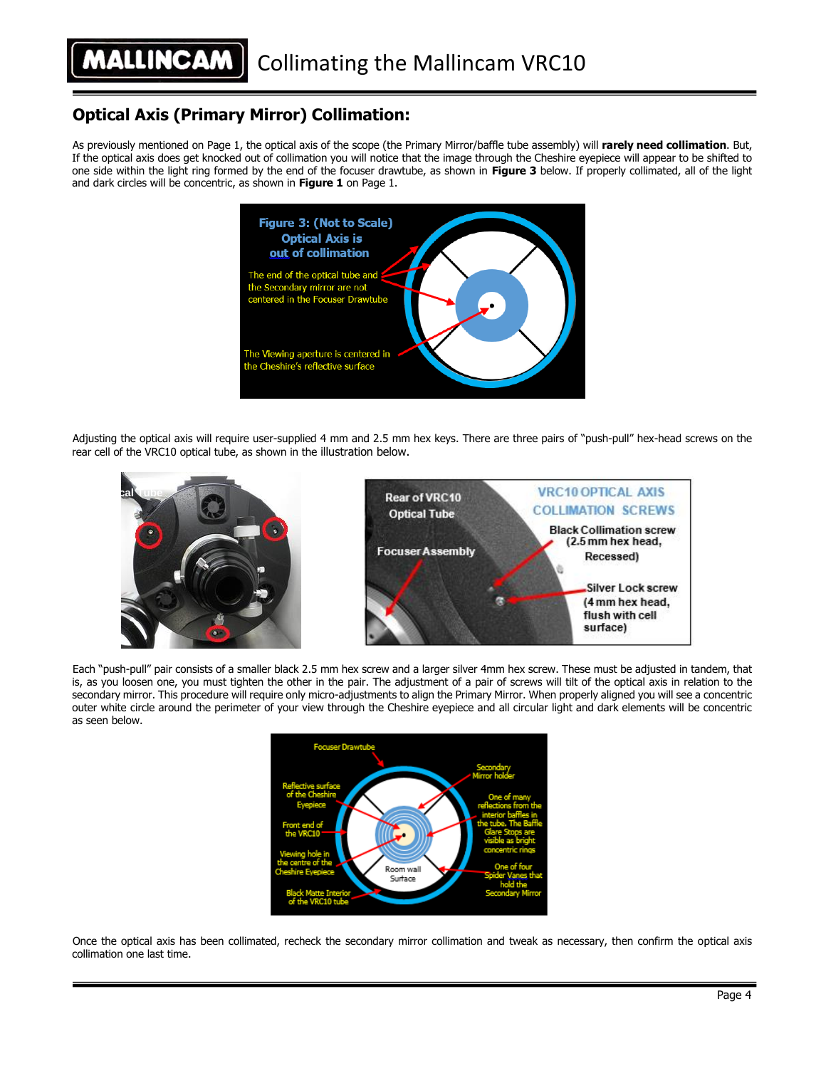## Optical Axis (Primary Mirror) Collimation:

As previously mentioned on Page 1, the optical axis of the scope (the Primary Mirror/baffle tube assembly) will **rarely need collimation**. But, If the optical axis does get knocked out of collimation you will notice that the image through the Cheshire eyepiece will appear to be shifted to one side within the light ring formed by the end of the focuser drawtube, as shown in **Figure 3** below. If properly collimated, all of the light and dark circles will be concentric, as shown in **Figure 1** on Page 1.

Figure 3: (Not to Scale)
Optical Axis is
out of collimation

The end of the optical tube and the Secondary mirror are not centered in the Focuser Drawtube

The Viewing aperture is centered in the Cheshire's reflective surface

Adjusting the optical axis will require user-supplied 4 mm and 2.5 mm hex keys. There are three pairs of "push-pull" hex-head screws on the rear cell of the VRC10 optical tube, as shown in the illustration below.

Rear of VRC10 Optical Tube

Focuser Assembly

VRC10 OPTICAL AXIS COLLIMATION SCREWS

Black Collimation screw (2.5 mm hex head, Recessed)

Silver Lock screw (4 mm hex head, flush with cell surface)

Each "push-pull" pair consists of a smaller black 2.5 mm hex screw and a larger silver 4mm hex screw. These must be adjusted in tandem, that is, as you loosen one, you must tighten the other in the pair. The adjustment of a pair of screws will tilt of the optical axis in relation to the secondary mirror. This procedure will require only micro-adjustments to align the Primary Mirror. When properly aligned you will see a concentric outer white circle around the perimeter of your view through the Cheshire eyepiece and all circular light and dark elements will be concentric as seen below.

Focuser Drawtube

Secondary Mirror holder

Reflective surface of the Cheshire Eyepiece

One of many reflections from the interior baffles in the tube. The Baffle Glare Stops are visible as bright concentric rings

Front end of the VRC10

Viewing hole in the centre of the Cheshire Eyepiece

Room wall Surface

One of four Spider Vanes that hold the Secondary Mirror

Black Matte Interior of the VRC10 tube

Once the optical axis has been collimated, recheck the secondary mirror collimation and tweak as necessary, then confirm the optical axis collimation one last time.